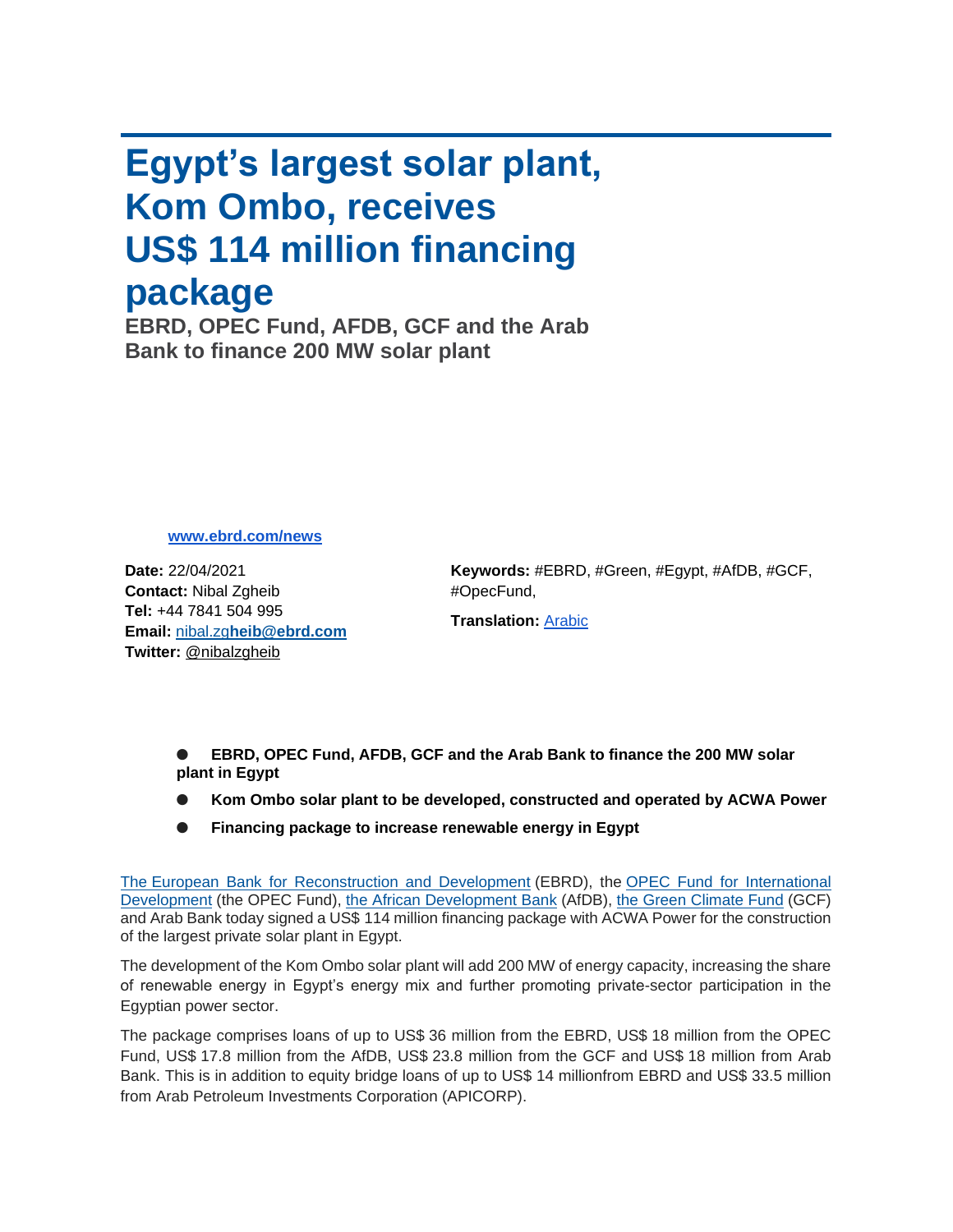# Egypt's largest solar plant, Kom Ombo, receives US$ 114 million financing package

## EBRD, OPEC Fund, AFDB, GCF and the Arab Bank to finance 200 MW solar plant

**www.ebrd.com/news**

**Date:** 22/04/2021
**Contact:** Nibal Zgheib
**Tel:** +44 7841 504 995
**Email:** nibal.zgheib@ebrd.com
**Twitter:** @nibalzgheib

**Keywords:** #EBRD, #Green, #Egypt, #AfDB, #GCF, #OpecFund,

**Translation:** Arabic

- **EBRD, OPEC Fund, AFDB, GCF and the Arab Bank to finance the 200 MW solar plant in Egypt**
- **Kom Ombo solar plant to be developed, constructed and operated by ACWA Power**
- **Financing package to increase renewable energy in Egypt**

The European Bank for Reconstruction and Development (EBRD), the OPEC Fund for International Development (the OPEC Fund), the African Development Bank (AfDB), the Green Climate Fund (GCF) and Arab Bank today signed a US$ 114 million financing package with ACWA Power for the construction of the largest private solar plant in Egypt.

The development of the Kom Ombo solar plant will add 200 MW of energy capacity, increasing the share of renewable energy in Egypt's energy mix and further promoting private-sector participation in the Egyptian power sector.

The package comprises loans of up to US$ 36 million from the EBRD, US$ 18 million from the OPEC Fund, US$ 17.8 million from the AfDB, US$ 23.8 million from the GCF and US$ 18 million from Arab Bank. This is in addition to equity bridge loans of up to US$ 14 millionfrom EBRD and US$ 33.5 million from Arab Petroleum Investments Corporation (APICORP).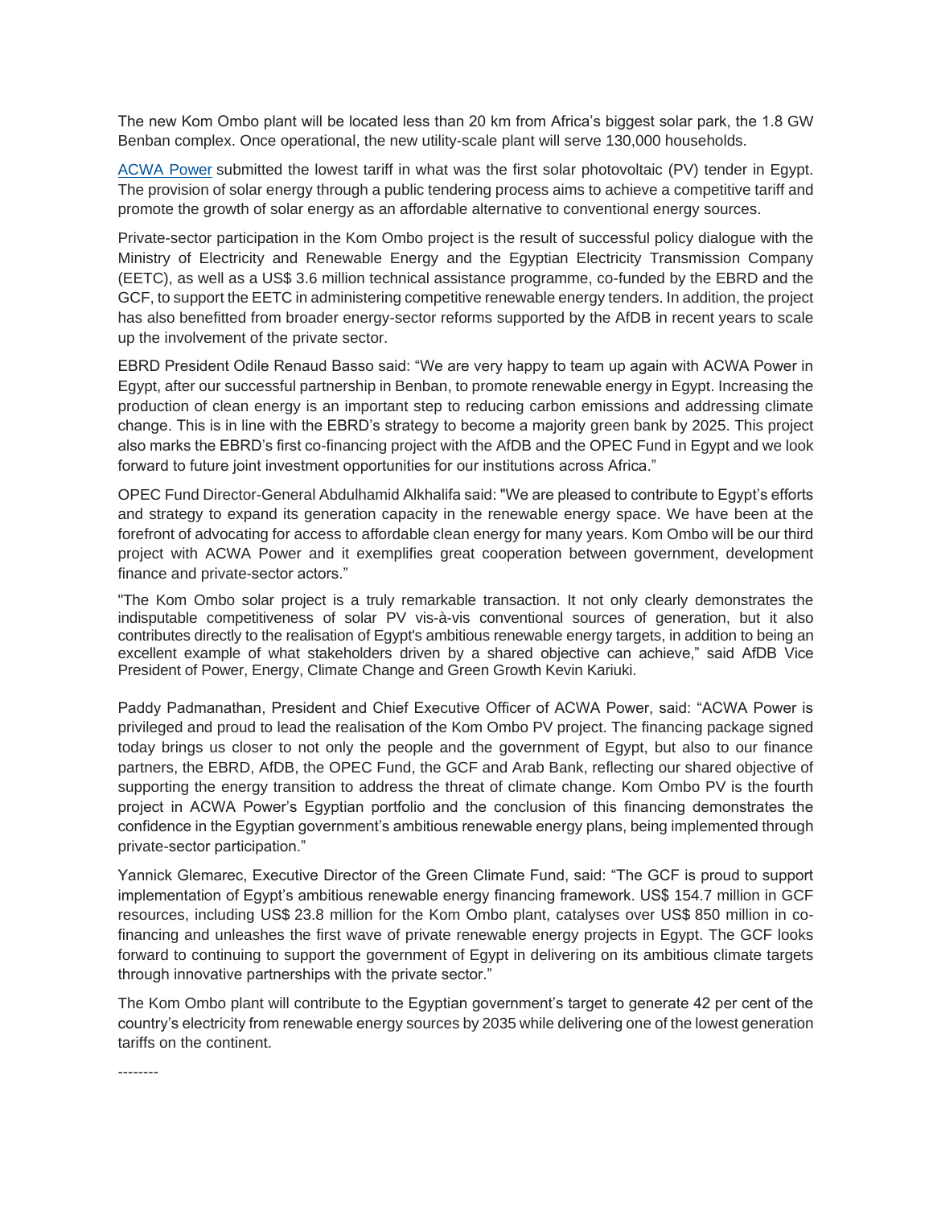The new Kom Ombo plant will be located less than 20 km from Africa's biggest solar park, the 1.8 GW Benban complex. Once operational, the new utility-scale plant will serve 130,000 households.

[ACWA Power] submitted the lowest tariff in what was the first solar photovoltaic (PV) tender in Egypt. The provision of solar energy through a public tendering process aims to achieve a competitive tariff and promote the growth of solar energy as an affordable alternative to conventional energy sources.

Private-sector participation in the Kom Ombo project is the result of successful policy dialogue with the Ministry of Electricity and Renewable Energy and the Egyptian Electricity Transmission Company (EETC), as well as a US$ 3.6 million technical assistance programme, co-funded by the EBRD and the GCF, to support the EETC in administering competitive renewable energy tenders. In addition, the project has also benefitted from broader energy-sector reforms supported by the AfDB in recent years to scale up the involvement of the private sector.

EBRD President Odile Renaud Basso said: "We are very happy to team up again with ACWA Power in Egypt, after our successful partnership in Benban, to promote renewable energy in Egypt. Increasing the production of clean energy is an important step to reducing carbon emissions and addressing climate change. This is in line with the EBRD's strategy to become a majority green bank by 2025. This project also marks the EBRD's first co-financing project with the AfDB and the OPEC Fund in Egypt and we look forward to future joint investment opportunities for our institutions across Africa."

OPEC Fund Director-General Abdulhamid Alkhalifa said: "We are pleased to contribute to Egypt's efforts and strategy to expand its generation capacity in the renewable energy space. We have been at the forefront of advocating for access to affordable clean energy for many years. Kom Ombo will be our third project with ACWA Power and it exemplifies great cooperation between government, development finance and private-sector actors."

"The Kom Ombo solar project is a truly remarkable transaction. It not only clearly demonstrates the indisputable competitiveness of solar PV vis-à-vis conventional sources of generation, but it also contributes directly to the realisation of Egypt's ambitious renewable energy targets, in addition to being an excellent example of what stakeholders driven by a shared objective can achieve," said AfDB Vice President of Power, Energy, Climate Change and Green Growth Kevin Kariuki.

Paddy Padmanathan, President and Chief Executive Officer of ACWA Power, said: "ACWA Power is privileged and proud to lead the realisation of the Kom Ombo PV project. The financing package signed today brings us closer to not only the people and the government of Egypt, but also to our finance partners, the EBRD, AfDB, the OPEC Fund, the GCF and Arab Bank, reflecting our shared objective of supporting the energy transition to address the threat of climate change. Kom Ombo PV is the fourth project in ACWA Power's Egyptian portfolio and the conclusion of this financing demonstrates the confidence in the Egyptian government's ambitious renewable energy plans, being implemented through private-sector participation."

Yannick Glemarec, Executive Director of the Green Climate Fund, said: "The GCF is proud to support implementation of Egypt's ambitious renewable energy financing framework. US$ 154.7 million in GCF resources, including US$ 23.8 million for the Kom Ombo plant, catalyses over US$ 850 million in co-financing and unleashes the first wave of private renewable energy projects in Egypt. The GCF looks forward to continuing to support the government of Egypt in delivering on its ambitious climate targets through innovative partnerships with the private sector."

The Kom Ombo plant will contribute to the Egyptian government's target to generate 42 per cent of the country's electricity from renewable energy sources by 2035 while delivering one of the lowest generation tariffs on the continent.

--------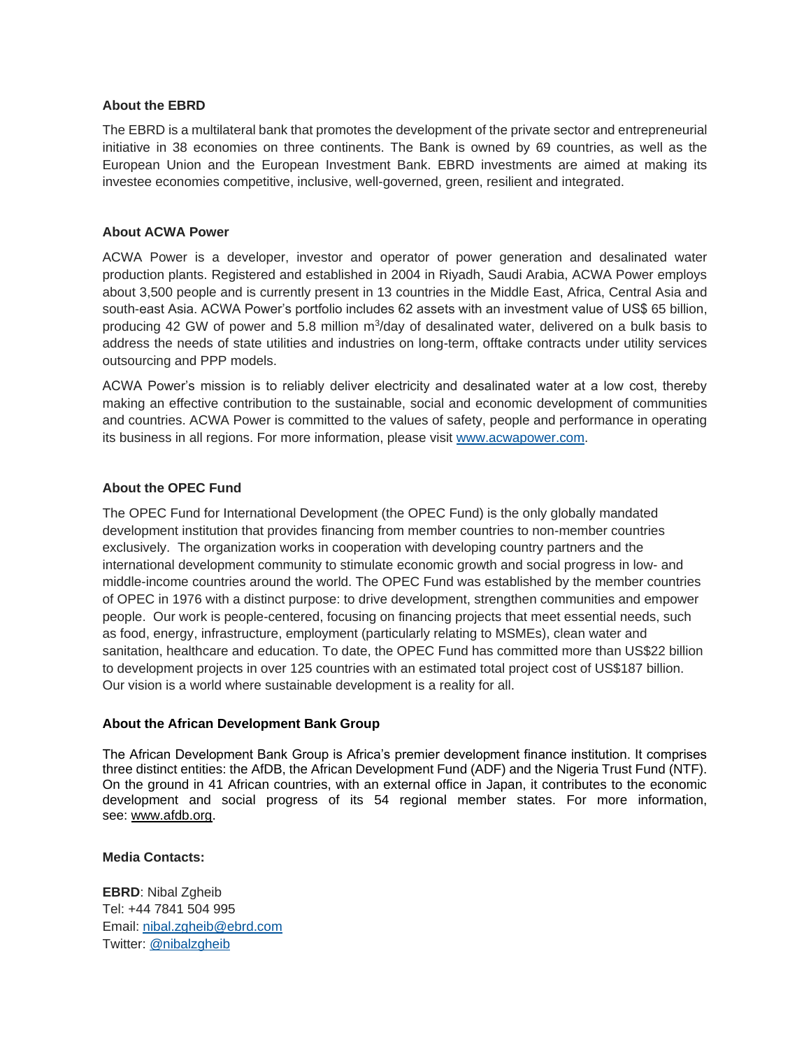**About the EBRD**

The EBRD is a multilateral bank that promotes the development of the private sector and entrepreneurial initiative in 38 economies on three continents. The Bank is owned by 69 countries, as well as the European Union and the European Investment Bank. EBRD investments are aimed at making its investee economies competitive, inclusive, well-governed, green, resilient and integrated.

**About ACWA Power**

ACWA Power is a developer, investor and operator of power generation and desalinated water production plants. Registered and established in 2004 in Riyadh, Saudi Arabia, ACWA Power employs about 3,500 people and is currently present in 13 countries in the Middle East, Africa, Central Asia and south-east Asia. ACWA Power's portfolio includes 62 assets with an investment value of US$ 65 billion, producing 42 GW of power and 5.8 million $m^3$/day of desalinated water, delivered on a bulk basis to address the needs of state utilities and industries on long-term, offtake contracts under utility services outsourcing and PPP models.

ACWA Power's mission is to reliably deliver electricity and desalinated water at a low cost, thereby making an effective contribution to the sustainable, social and economic development of communities and countries. ACWA Power is committed to the values of safety, people and performance in operating its business in all regions. For more information, please visit www.acwapower.com.

**About the OPEC Fund**

The OPEC Fund for International Development (the OPEC Fund) is the only globally mandated development institution that provides financing from member countries to non-member countries exclusively. The organization works in cooperation with developing country partners and the international development community to stimulate economic growth and social progress in low- and middle-income countries around the world. The OPEC Fund was established by the member countries of OPEC in 1976 with a distinct purpose: to drive development, strengthen communities and empower people. Our work is people-centered, focusing on financing projects that meet essential needs, such as food, energy, infrastructure, employment (particularly relating to MSMEs), clean water and sanitation, healthcare and education. To date, the OPEC Fund has committed more than US$22 billion to development projects in over 125 countries with an estimated total project cost of US$187 billion. Our vision is a world where sustainable development is a reality for all.

**About the African Development Bank Group**

The African Development Bank Group is Africa's premier development finance institution. It comprises three distinct entities: the AfDB, the African Development Fund (ADF) and the Nigeria Trust Fund (NTF). On the ground in 41 African countries, with an external office in Japan, it contributes to the economic development and social progress of its 54 regional member states. For more information, see: www.afdb.org.

**Media Contacts:**

**EBRD**: Nibal Zgheib
Tel: +44 7841 504 995
Email: nibal.zgheib@ebrd.com
Twitter: @nibalzgheib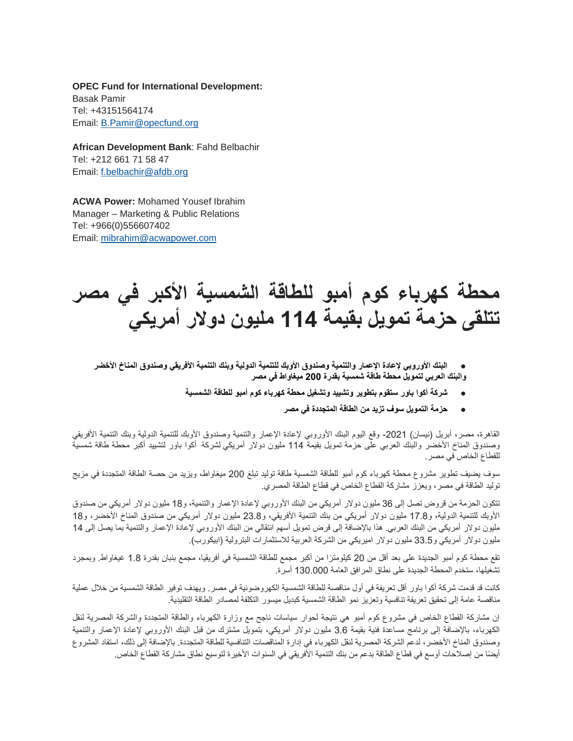**OPEC Fund for International Development:**
Basak Pamir
Tel: +43151564174
Email: B.Pamir@opecfund.org

**African Development Bank**: Fahd Belbachir
Tel: +212 661 71 58 47
Email: f.belbachir@afdb.org

**ACWA Power:** Mohamed Yousef Ibrahim
Manager – Marketing & Public Relations
Tel: +966(0)556607402
Email: mibrahim@acwapower.com

# محطة كهرباء كوم أمبو للطاقة الشمسية الأكبر في مصر تتلقى حزمة تمويل بقيمة 114 مليون دولار أمريكي

- **البنك الأوروبي لإعادة الإعمار والتنمية وصندوق الأوبك للتنمية الدولية وبنك التنمية الأفريقي وصندوق المناخ الأخضر والبنك العربي لتمويل محطة طاقة شمسية بقدرة 200 ميغاواط في مصر**
- **شركة أكوا باور ستقوم بتطوير وتشييد وتشغيل محطة كهرباء كوم أمبو للطاقة الشمسية**
- **حزمة التمويل سوف تزيد من الطاقة المتجددة في مصر**

القاهرة، مصر، أبريل (نيسان) 2021- وقع اليوم البنك الأوروبي لإعادة الإعمار والتنمية وصندوق الأوبك للتنمية الدولية وبنك التنمية الأفريقي وصندوق المناخ الأخضر والبنك العربي على حزمة تمويل بقيمة 114 مليون دولار أمريكي لشركة أكوا باور لتشييد أكبر محطة طاقة شمسية للقطاع الخاص في مصر.

سوف يضيف تطوير مشروع محطة كهرباء كوم أمبو للطاقة الشمسية طاقة توليد تبلغ 200 ميغاواط، ويزيد من حصة الطاقة المتجددة في مزيج توليد الطاقة في مصر، ويعزز مشاركة القطاع الخاص في قطاع الطاقة المصري.

تتكون الحزمة من قروض تصل إلى 36 مليون دولار أمريكي من البنك الأوروبي لإعادة الإعمار والتنمية، و18 مليون دولار أمريكي من صندوق الأوبك للتنمية الدولية، و17.8 مليون دولار أمريكي من بنك التنمية الأفريقي، و23.8 مليون دولار أمريكي من صندوق المناخ الأخضر، و18 مليون دولار أمريكي من البنك العربي. هذا بالإضافة إلى قرض تمويل أسهم انتقالي من البنك الأوروبي لإعادة الإعمار والتنمية بما يصل إلى 14 مليون دولار أمريكي و33.5 مليون دولار اميريكي من الشركة العربية للاستثمارات البترولية (ابيكورب).

تقع محطة كوم أمبو الجديدة على بعد أقل من 20 كيلومترًا من أكبر مجمع للطاقة الشمسية في أفريقيا، مجمع بنبان بقدرة 1.8 غيغاواط. وبمجرد تشغيلها، ستخدم المحطة الجديدة على نطاق المرافق العامة 130.000 أسرة.

كانت قد قدمت شركة أكوا باور أقل تعريفة في أول مناقصة للطاقة الشمسية الكهروضوئية في مصر. ويهدف توفير الطاقة الشمسية من خلال عملية مناقصة عامة إلى تحقيق تعريفة تنافسية وتعزيز نمو الطاقة الشمسية كبديل ميسور التكلفة لمصادر الطاقة التقليدية.

إن مشاركة القطاع الخاص في مشروع كوم أمبو هي نتيجة لحوار سياسات ناجح مع وزارة الكهرباء والطاقة المتجددة والشركة المصرية لنقل الكهرباء، بالإضافة إلى برنامج مساعدة فنية بقيمة 3.6 مليون دولار أمريكي، بتمويل مشترك من قبل البنك الأوروبي لإعادة الإعمار والتنمية وصندوق المناخ الأخضر، لدعم الشركة المصرية لنقل الكهرباء في إدارة المناقصات التنافسية للطاقة المتجددة. بالإضافة إلى ذلك، استفاد المشروع أيضًا من إصلاحات أوسع في قطاع الطاقة بدعم من بنك التنمية الأفريقي في السنوات الأخيرة لتوسيع نطاق مشاركة القطاع الخاص.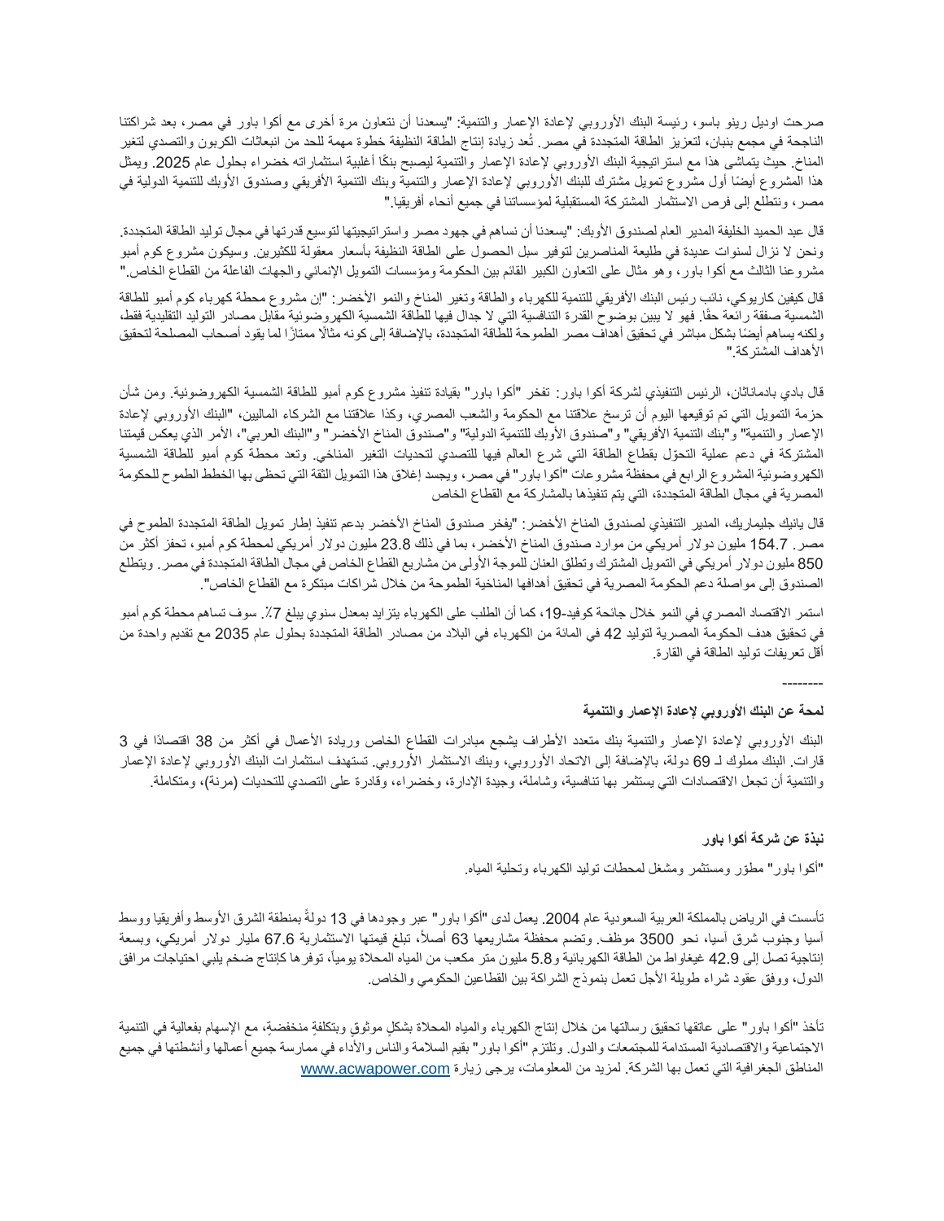صرحت اوديل رينو باسو، رئيسة البنك الأوروبي لإعادة الإعمار والتنمية: "يسعدنا أن نتعاون مرة أخرى مع أكوا باور في مصر، بعد شراكتنا الناجحة في مجمع بنبان، لتعزيز الطاقة المتجددة في مصر. تُعد زيادة إنتاج الطاقة النظيفة خطوة مهمة للحد من انبعاثات الكربون والتصدي لتغير المناخ. حيث يتماشى هذا مع استراتيجية البنك الأوروبي لإعادة الإعمار والتنمية ليصبح بنكًا أغلبية استثماراته خضراء بحلول عام 2025. ويمثل هذا المشروع أيضًا أول مشروع تمويل مشترك للبنك الأوروبي لإعادة الإعمار والتنمية وبنك التنمية الأفريقي وصندوق الأوبك للتنمية الدولية في مصر، ونتطلع إلى فرص الاستثمار المشتركة المستقبلية لمؤسساتنا في جميع أنحاء أفريقيا."

قال عبد الحميد الخليفة المدير العام لصندوق الأوبك: "يسعدنا أن نساهم في جهود مصر واستراتيجيتها لتوسيع قدرتها في مجال توليد الطاقة المتجددة. ونحن لا نزال لسنوات عديدة في طليعة المناصرين لتوفير سبل الحصول على الطاقة النظيفة بأسعار معقولة للكثيرين. وسيكون مشروع كوم أمبو مشروعنا الثالث مع أكوا باور، وهو مثال على التعاون الكبير القائم بين الحكومة ومؤسسات التمويل الإنمائي والجهات الفاعلة من القطاع الخاص."

قال كيفين كاريوكي، نائب رئيس البنك الأفريقي للتنمية للكهرباء والطاقة وتغير المناخ والنمو الأخضر: "إن مشروع محطة كهرباء كوم أمبو للطاقة الشمسية صفقة رائعة حقًا. فهو لا يبين بوضوح القدرة التنافسية التي لا جدال فيها للطاقة الشمسية الكهروضوئية مقابل مصادر التوليد التقليدية فقط، ولكنه يساهم أيضًا بشكل مباشر في تحقيق أهداف مصر الطموحة للطاقة المتجددة، بالإضافة إلى كونه مثالًا ممتازًا لما يقود أصحاب المصلحة لتحقيق الأهداف المشتركة."

قال بادي بادماناثان، الرئيس التنفيذي لشركة أكوا باور: تفخر "أكوا باور" بقيادة تنفيذ مشروع كوم أمبو للطاقة الشمسية الكهروضوئية. ومن شأن حزمة التمويل التي تم توقيعها اليوم أن ترسخ علاقتنا مع الحكومة والشعب المصري، وكذا علاقتنا مع الشركاء الماليين، "البنك الأوروبي لإعادة الإعمار والتنمية" و"بنك التنمية الأفريقي" و"صندوق الأوبك للتنمية الدولية" و"صندوق المناخ الأخضر" و"البنك العربي"، الأمر الذي يعكس قيمتنا المشتركة في دعم عملية التحوّل بقطاع الطاقة التي شرع العالم فيها للتصدي لتحديات التغير المناخي. وتعد محطة كوم أمبو للطاقة الشمسية الكهروضوئية المشروع الرابع في محفظة مشروعات "أكوا باور" في مصر، ويجسد إغلاق هذا التمويل الثقة التي تحظى بها الخطط الطموح للحكومة المصرية في مجال الطاقة المتجددة، التي يتم تنفيذها بالمشاركة مع القطاع الخاص

قال يانيك جليماريك، المدير التنفيذي لصندوق المناخ الأخضر: "يفخر صندوق المناخ الأخضر بدعم تنفيذ إطار تمويل الطاقة المتجددة الطموح في مصر. 154.7 مليون دولار أمريكي من موارد صندوق المناخ الأخضر، بما في ذلك 23.8 مليون دولار أمريكي لمحطة كوم أمبو، تحفز أكثر من 850 مليون دولار أمريكي في التمويل المشترك وتطلق العنان للموجة الأولى من مشاريع القطاع الخاص في مجال الطاقة المتجددة في مصر. ويتطلع الصندوق إلى مواصلة دعم الحكومة المصرية في تحقيق أهدافها المناخية الطموحة من خلال شراكات مبتكرة مع القطاع الخاص".

استمر الاقتصاد المصري في النمو خلال جائحة كوفيد-19، كما أن الطلب على الكهرباء يتزايد بمعدل سنوي يبلغ 7٪. سوف تساهم محطة كوم أمبو في تحقيق هدف الحكومة المصرية لتوليد 42 في المائة من الكهرباء في البلاد من مصادر الطاقة المتجددة بحلول عام 2035 مع تقديم واحدة من أقل تعريفات توليد الطاقة في القارة.

--------

**لمحة عن البنك الأوروبي لإعادة الإعمار والتنمية**

البنك الأوروبي لإعادة الإعمار والتنمية بنك متعدد الأطراف يشجع مبادرات القطاع الخاص وريادة الأعمال في أكثر من 38 اقتصادًا في 3 قارات. البنك مملوك لـ 69 دولة، بالإضافة إلى الاتحاد الأوروبي، وبنك الاستثمار الأوروبي. تستهدف استثمارات البنك الأوروبي لإعادة الإعمار والتنمية أن تجعل الاقتصادات التي يستثمر بها تنافسية، وشاملة، وجيدة الإدارة، وخضراء، وقادرة على التصدي للتحديات (مرنة)، ومتكاملة.

**نبذة عن شركة أكوا باور**

"أكوا باور" مطوّر ومستثمر ومشغل لمحطات توليد الكهرباء وتحلية المياه.

تأسست في الرياض بالمملكة العربية السعودية عام 2004. يعمل لدى "أكوا باور" عبر وجودها في 13 دولةً بمنطقة الشرق الأوسط وأفريقيا ووسط آسيا وجنوب شرق آسيا، نحو 3500 موظف. وتضم محفظة مشاريعها 63 أصلاً، تبلغ قيمتها الاستثمارية 67.6 مليار دولار أمريكي، وبسعة إنتاجية تصل إلى 42.9 غيغاواط من الطاقة الكهربائية و5.8 مليون متر مكعب من المياه المحلاة يومياً، توفرها كإنتاج ضخم يلبي احتياجات مرافق الدول، ووفق عقود شراء طويلة الأجل تعمل بنموذج الشراكة بين القطاعين الحكومي والخاص.

تأخذ "أكوا باور" على عاتقها تحقيق رسالتها من خلال إنتاج الكهرباء والمياه المحلاة بشكلٍ موثوق وبتكلفةٍ منخفضة، مع الإسهام بفعالية في التنمية الاجتماعية والاقتصادية المستدامة للمجتمعات والدول. وتلتزم "أكوا باور" بقيم السلامة والناس والأداء في ممارسة جميع أعمالها وأنشطتها في جميع المناطق الجغرافية التي تعمل بها الشركة. لمزيد من المعلومات، يرجى زيارة www.acwapower.com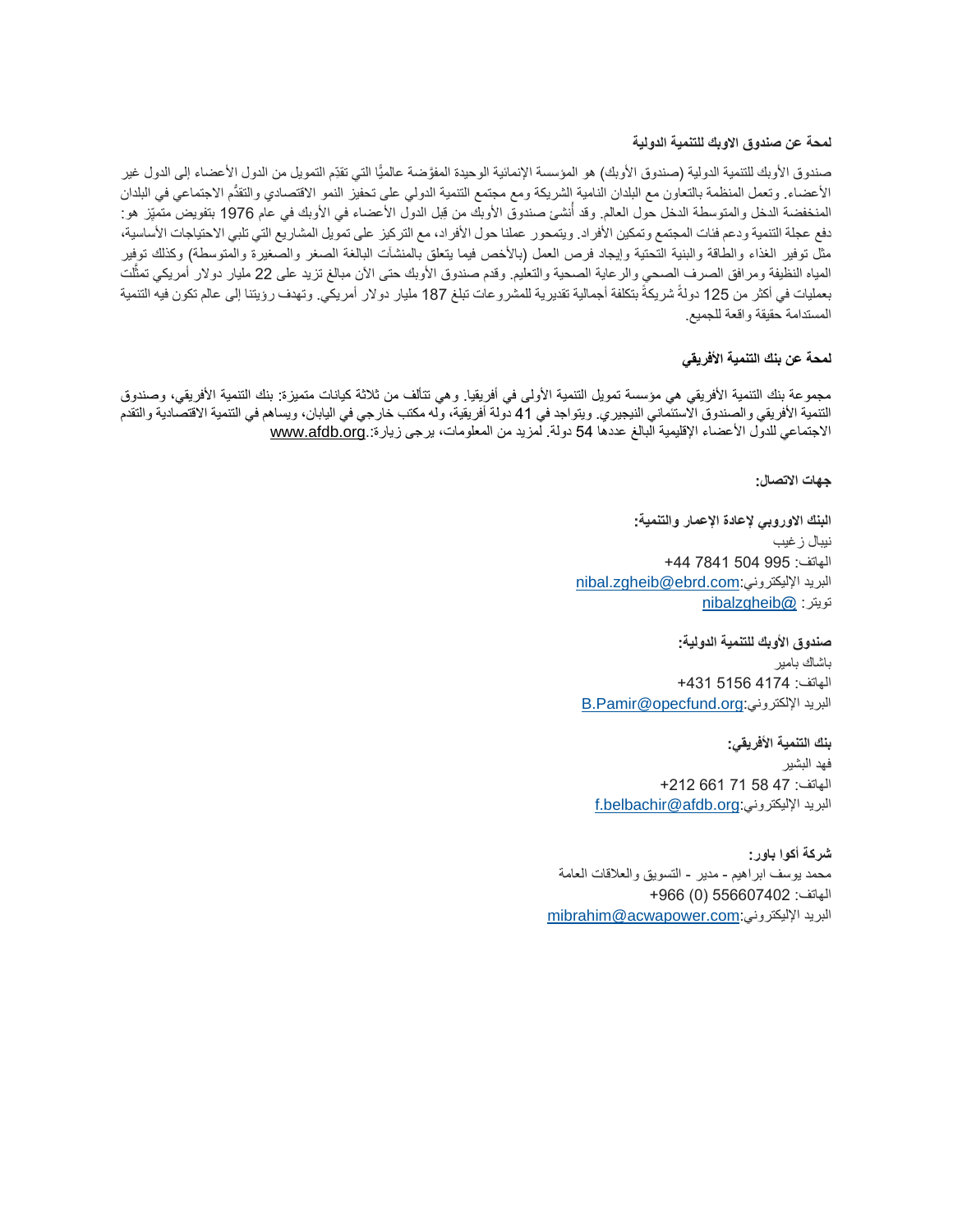**لمحة عن صندوق الاوبك للتنمية الدولية**

صندوق الأوبك للتنمية الدولية (صندوق الأوبك) هو المؤسسة الإنمائية الوحيدة المفوَّضة عالميًّا التي تقدِّم التمويل من الدول الأعضاء إلى الدول غير الأعضاء. وتعمل المنظمة بالتعاون مع البلدان النامية الشريكة ومع مجتمع التنمية الدولي على تحفيز النمو الاقتصادي والتقدُّم الاجتماعي في البلدان المنخفضة الدخل والمتوسطة الدخل حول العالم. وقد أُنشئ صندوق الأوبك من قِبل الدول الأعضاء في الأوبك في عام 1976 بتفويض متميّز هو: دفع عجلة التنمية ودعم فئات المجتمع وتمكين الأفراد. ويتمحور عملنا حول الأفراد، مع التركيز على تمويل المشاريع التي تلبي الاحتياجات الأساسية، مثل توفير الغذاء والطاقة والبنية التحتية وإيجاد فرص العمل (بالأخص فيما يتعلق بالمنشآت البالغة الصغر والصغيرة والمتوسطة) وكذلك توفير المياه النظيفة ومرافق الصرف الصحي والرعاية الصحية والتعليم. وقدم صندوق الأوبك حتى الآن مبالغ تزيد على 22 مليار دولار أمريكي تمثَّلت بعمليات في أكثر من 125 دولةً شريكةً بتكلفة أجمالية تقديرية للمشروعات تبلغ 187 مليار دولار أمريكي. وتهدف رؤيتنا إلى عالم تكون فيه التنمية المستدامة حقيقة واقعة للجميع.

**لمحة عن بنك التنمية الأفريقي**

مجموعة بنك التنمية الأفريقي هي مؤسسة تمويل التنمية الأولى في أفريقيا. وهي تتألف من ثلاثة كيانات متميزة: بنك التنمية الأفريقي، وصندوق التنمية الأفريقي والصندوق الاستئماني النيجيري. ويتواجد في 41 دولة أفريقية، وله مكتب خارجي في اليابان، ويساهم في التنمية الاقتصادية والتقدم الاجتماعي للدول الأعضاء الإقليمية البالغ عددها 54 دولة. لمزيد من المعلومات، يرجى زيارة: www.afdb.org.

**جهات الاتصال:**

**البنك الاوروبى لإعادة الإعمار والتنمية:**

نيبال زغيب

الهاتف: 995 504 7841 44+

البريد الإليكتروني: nibal.zgheib@ebrd.com

تويتر: @nibalzgheib

**صندوق الأوبك للتنمية الدولية:**

باشاك بامير

الهاتف: 4174 5156 431+

البريد الإلكتروني: B.Pamir@opecfund.org

**بنك التنمية الأفريقي:**

فهد البشير

الهاتف: 47 58 71 661 212+

البريد الإليكتروني: f.belbachir@afdb.org

**شركة أكوا باور:**

محمد يوسف ابراهيم - مدير - التسويق والعلاقات العامة

الهاتف: 556607402 (0) 966+

البريد الإليكتروني: mibrahim@acwapower.com